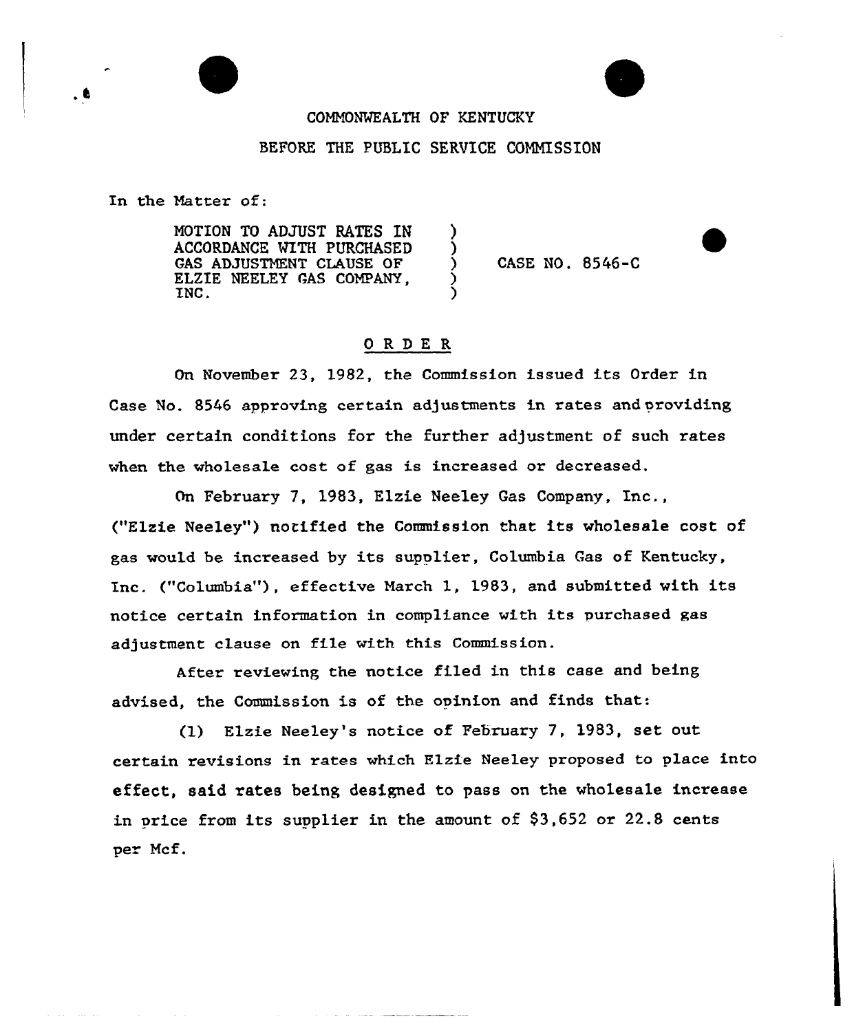COMMONWEALTH OF KENTUCKY

BEFORE THE PUBLIC SERVICE COMMISSION

In the Matter of:

MOTION TO ADJUST RATES IN ACCORDANCE WITH PURCHASED GAS ADJUSTMENT CLAUSE OF ELZIE NEELEY GAS COMPANY, INC. ) CASE NO. 8546-C

## O R D E R

On November 23, 1982, the Commission issued its Order in Case No. 8546 approving certain adjustments in rates and providing under certain conditions for the further adjustment of such rates when the wholesale cost of gas is increased or decreased.

On February 7, 1983, Elzie Neeley Gas Company, Inc., ("Elzie Neeley") notified the Commission that its wholesale cost of gas would be increased by its supplier, Columbia Gas of Kentucky, Inc. ("Columbia"), effective March 1, 1983, and submitted with its notice certain information in compliance with its purchased gas adjustment clause on file with this Commission.

After reviewing the notice filed in this case and being advised, the Commission is of the opinion and finds that:

(1) Elzie Neeley's notice of February 7, 1983, set out certain revisions in rates which Elzie Neeley proposed to place into effect, said rates being designed to pass on the wholesale increase in price from its supplier in the amount of $3,652 or 22.8 cents per Mcf.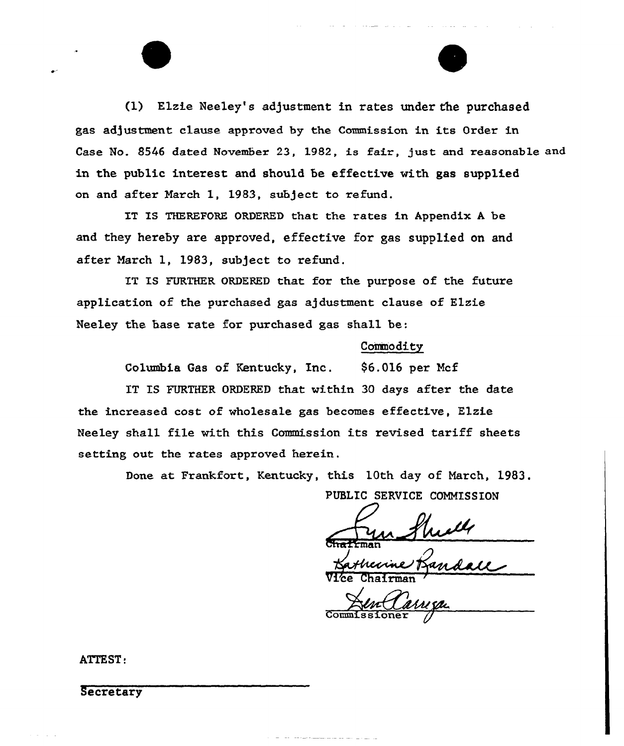(1) Elzie Neeley's adjustment in rates under the purchased gas adjustment clause approved by the Commission in its Order in Case No. 8546 dated November 23, 1982, is fair, just and reasonable and in the public interest and should be effective with gas supplied on and after March 1, 1983, subject to refund.

IT IS THEREFORE ORDERED that the rates in Appendix A be and they hereby are approved, effective for gas supplied on and after March 1, 1983, subject to refund.

IT IS FURTHER ORDERED that for the purpose of the future application of the purchased gas ajdustment clause of Elzie Neeley the base rate for purchased gas shall be:

| | Commodity |
|---|---|
| Columbia Gas of Kentucky, Inc. | $6.016 per Mcf |

IT IS FURTHER ORDERED that within 30 days after the date the increased cost of wholesale gas becomes effective, Elzie Neeley shall file with this Commission its revised tariff sheets setting out the rates approved herein.

Done at Frankfort, Kentucky, this 10th day of March, 1983.

PUBLIC SERVICE COMMISSION

Chairman

Vice Chairman

Commissioner

ATTEST:

Secretary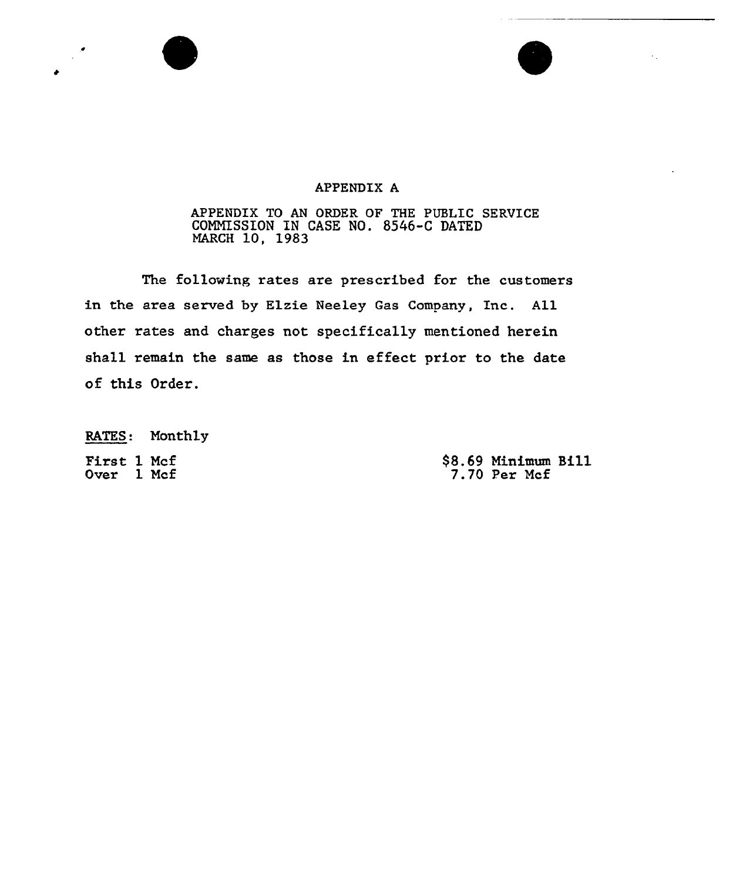# APPENDIX A

APPENDIX TO AN ORDER OF THE PUBLIC SERVICE COMMISSION IN CASE NO. 8546-C DATED MARCH 10, 1983

The following rates are prescribed for the customers in the area served by Elzie Neeley Gas Company, Inc. All other rates and charges not specifically mentioned herein shall remain the same as those in effect prior to the date of this Order.

RATES: Monthly

| | |
|---|---|
| First 1 Mcf | $8.69 Minimum Bill |
| Over 1 Mcf | 7.70 Per Mcf |